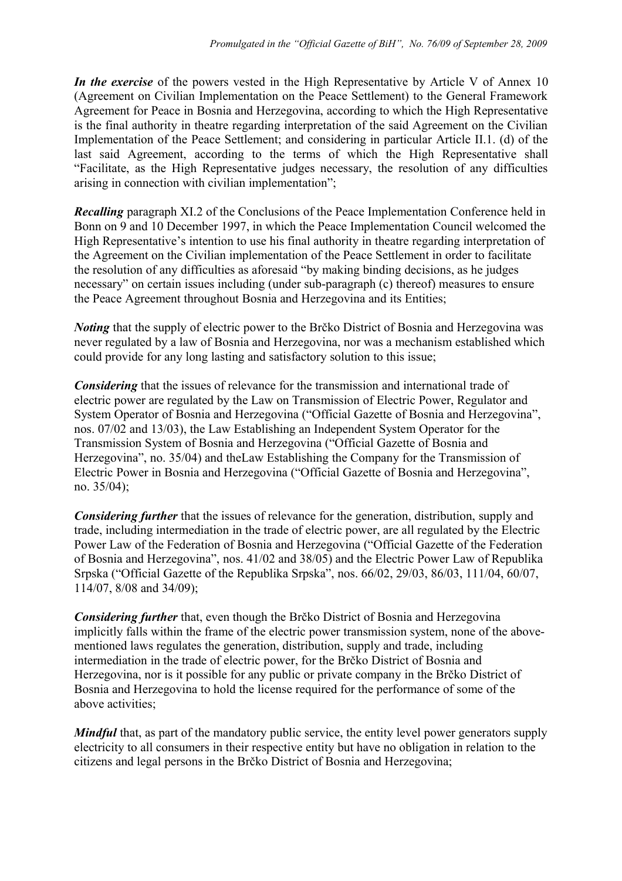*Promulgated in the "Official Gazette of BiH", No. 76/09 of September 28, 2009*

***In the exercise*** of the powers vested in the High Representative by Article V of Annex 10 (Agreement on Civilian Implementation on the Peace Settlement) to the General Framework Agreement for Peace in Bosnia and Herzegovina, according to which the High Representative is the final authority in theatre regarding interpretation of the said Agreement on the Civilian Implementation of the Peace Settlement; and considering in particular Article II.1. (d) of the last said Agreement, according to the terms of which the High Representative shall "Facilitate, as the High Representative judges necessary, the resolution of any difficulties arising in connection with civilian implementation";

***Recalling*** paragraph XI.2 of the Conclusions of the Peace Implementation Conference held in Bonn on 9 and 10 December 1997, in which the Peace Implementation Council welcomed the High Representative's intention to use his final authority in theatre regarding interpretation of the Agreement on the Civilian implementation of the Peace Settlement in order to facilitate the resolution of any difficulties as aforesaid "by making binding decisions, as he judges necessary" on certain issues including (under sub-paragraph (c) thereof) measures to ensure the Peace Agreement throughout Bosnia and Herzegovina and its Entities;

***Noting*** that the supply of electric power to the Brčko District of Bosnia and Herzegovina was never regulated by a law of Bosnia and Herzegovina, nor was a mechanism established which could provide for any long lasting and satisfactory solution to this issue;

***Considering*** that the issues of relevance for the transmission and international trade of electric power are regulated by the Law on Transmission of Electric Power, Regulator and System Operator of Bosnia and Herzegovina ("Official Gazette of Bosnia and Herzegovina", nos. 07/02 and 13/03), the Law Establishing an Independent System Operator for the Transmission System of Bosnia and Herzegovina ("Official Gazette of Bosnia and Herzegovina", no. 35/04) and theLaw Establishing the Company for the Transmission of Electric Power in Bosnia and Herzegovina ("Official Gazette of Bosnia and Herzegovina", no. 35/04);

***Considering further*** that the issues of relevance for the generation, distribution, supply and trade, including intermediation in the trade of electric power, are all regulated by the Electric Power Law of the Federation of Bosnia and Herzegovina ("Official Gazette of the Federation of Bosnia and Herzegovina", nos. 41/02 and 38/05) and the Electric Power Law of Republika Srpska ("Official Gazette of the Republika Srpska", nos. 66/02, 29/03, 86/03, 111/04, 60/07, 114/07, 8/08 and 34/09);

***Considering further*** that, even though the Brčko District of Bosnia and Herzegovina implicitly falls within the frame of the electric power transmission system, none of the above-mentioned laws regulates the generation, distribution, supply and trade, including intermediation in the trade of electric power, for the Brčko District of Bosnia and Herzegovina, nor is it possible for any public or private company in the Brčko District of Bosnia and Herzegovina to hold the license required for the performance of some of the above activities;

***Mindful*** that, as part of the mandatory public service, the entity level power generators supply electricity to all consumers in their respective entity but have no obligation in relation to the citizens and legal persons in the Brčko District of Bosnia and Herzegovina;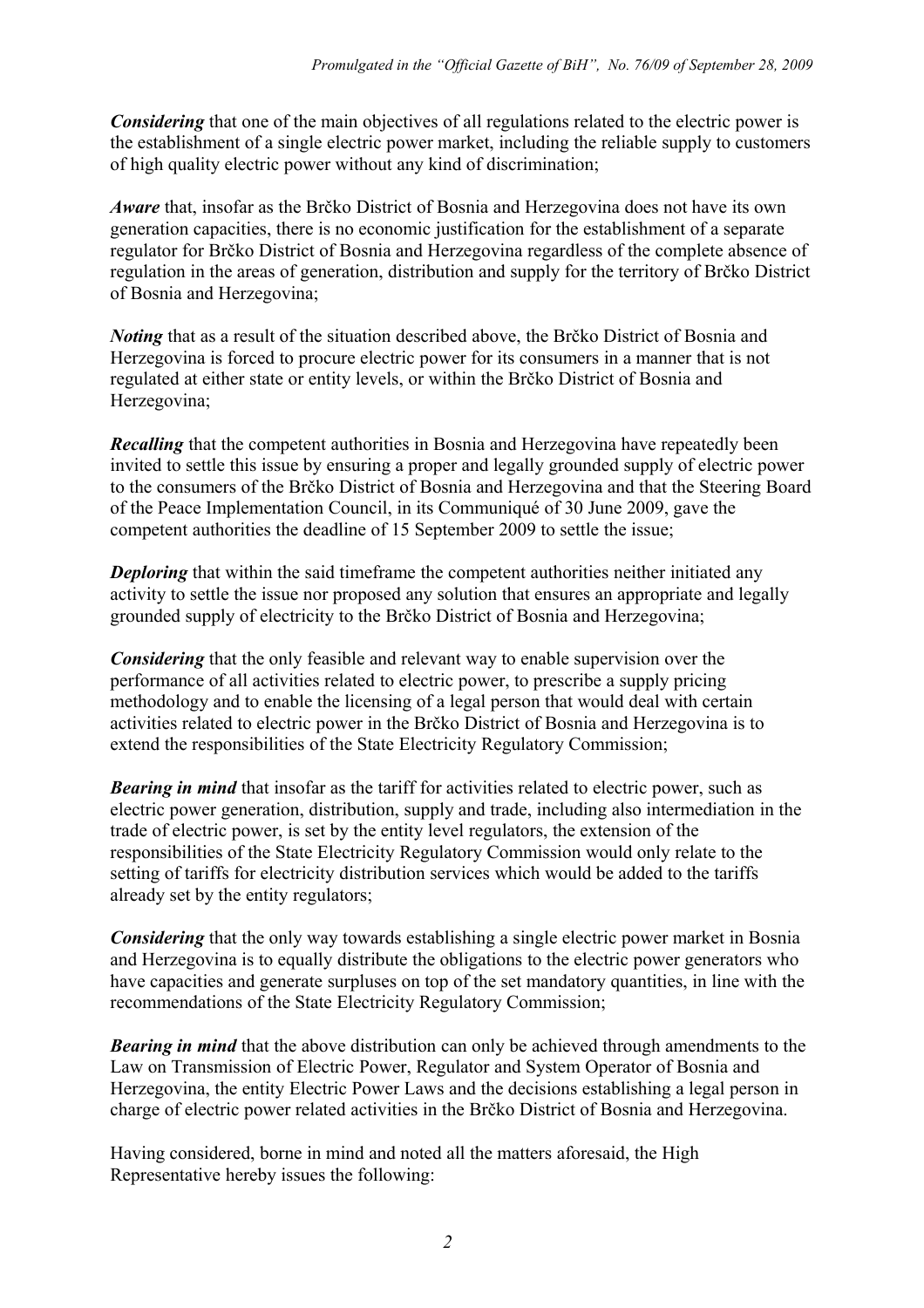***Considering*** that one of the main objectives of all regulations related to the electric power is the establishment of a single electric power market, including the reliable supply to customers of high quality electric power without any kind of discrimination;

***Aware*** that, insofar as the Brčko District of Bosnia and Herzegovina does not have its own generation capacities, there is no economic justification for the establishment of a separate regulator for Brčko District of Bosnia and Herzegovina regardless of the complete absence of regulation in the areas of generation, distribution and supply for the territory of Brčko District of Bosnia and Herzegovina;

***Noting*** that as a result of the situation described above, the Brčko District of Bosnia and Herzegovina is forced to procure electric power for its consumers in a manner that is not regulated at either state or entity levels, or within the Brčko District of Bosnia and Herzegovina;

***Recalling*** that the competent authorities in Bosnia and Herzegovina have repeatedly been invited to settle this issue by ensuring a proper and legally grounded supply of electric power to the consumers of the Brčko District of Bosnia and Herzegovina and that the Steering Board of the Peace Implementation Council, in its Communiqué of 30 June 2009, gave the competent authorities the deadline of 15 September 2009 to settle the issue;

***Deploring*** that within the said timeframe the competent authorities neither initiated any activity to settle the issue nor proposed any solution that ensures an appropriate and legally grounded supply of electricity to the Brčko District of Bosnia and Herzegovina;

***Considering*** that the only feasible and relevant way to enable supervision over the performance of all activities related to electric power, to prescribe a supply pricing methodology and to enable the licensing of a legal person that would deal with certain activities related to electric power in the Brčko District of Bosnia and Herzegovina is to extend the responsibilities of the State Electricity Regulatory Commission;

***Bearing in mind*** that insofar as the tariff for activities related to electric power, such as electric power generation, distribution, supply and trade, including also intermediation in the trade of electric power, is set by the entity level regulators, the extension of the responsibilities of the State Electricity Regulatory Commission would only relate to the setting of tariffs for electricity distribution services which would be added to the tariffs already set by the entity regulators;

***Considering*** that the only way towards establishing a single electric power market in Bosnia and Herzegovina is to equally distribute the obligations to the electric power generators who have capacities and generate surpluses on top of the set mandatory quantities, in line with the recommendations of the State Electricity Regulatory Commission;

***Bearing in mind*** that the above distribution can only be achieved through amendments to the Law on Transmission of Electric Power, Regulator and System Operator of Bosnia and Herzegovina, the entity Electric Power Laws and the decisions establishing a legal person in charge of electric power related activities in the Brčko District of Bosnia and Herzegovina.

Having considered, borne in mind and noted all the matters aforesaid, the High Representative hereby issues the following: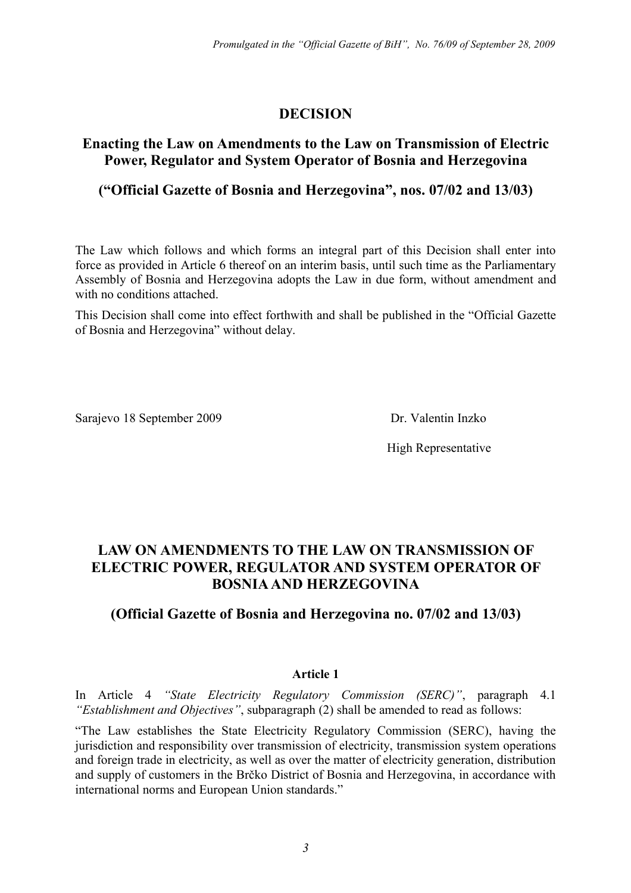*Promulgated in the "Official Gazette of BiH", No. 76/09 of September 28, 2009*

## DECISION

## Enacting the Law on Amendments to the Law on Transmission of Electric Power, Regulator and System Operator of Bosnia and Herzegovina

## ("Official Gazette of Bosnia and Herzegovina", nos. 07/02 and 13/03)

The Law which follows and which forms an integral part of this Decision shall enter into force as provided in Article 6 thereof on an interim basis, until such time as the Parliamentary Assembly of Bosnia and Herzegovina adopts the Law in due form, without amendment and with no conditions attached.

This Decision shall come into effect forthwith and shall be published in the "Official Gazette of Bosnia and Herzegovina" without delay.

Sarajevo 18 September 2009

Dr. Valentin Inzko

High Representative

## LAW ON AMENDMENTS TO THE LAW ON TRANSMISSION OF ELECTRIC POWER, REGULATOR AND SYSTEM OPERATOR OF BOSNIA AND HERZEGOVINA

## (Official Gazette of Bosnia and Herzegovina no. 07/02 and 13/03)

### Article 1

In Article 4 *"State Electricity Regulatory Commission (SERC)"*, paragraph 4.1 *"Establishment and Objectives"*, subparagraph (2) shall be amended to read as follows:

"The Law establishes the State Electricity Regulatory Commission (SERC), having the jurisdiction and responsibility over transmission of electricity, transmission system operations and foreign trade in electricity, as well as over the matter of electricity generation, distribution and supply of customers in the Brčko District of Bosnia and Herzegovina, in accordance with international norms and European Union standards."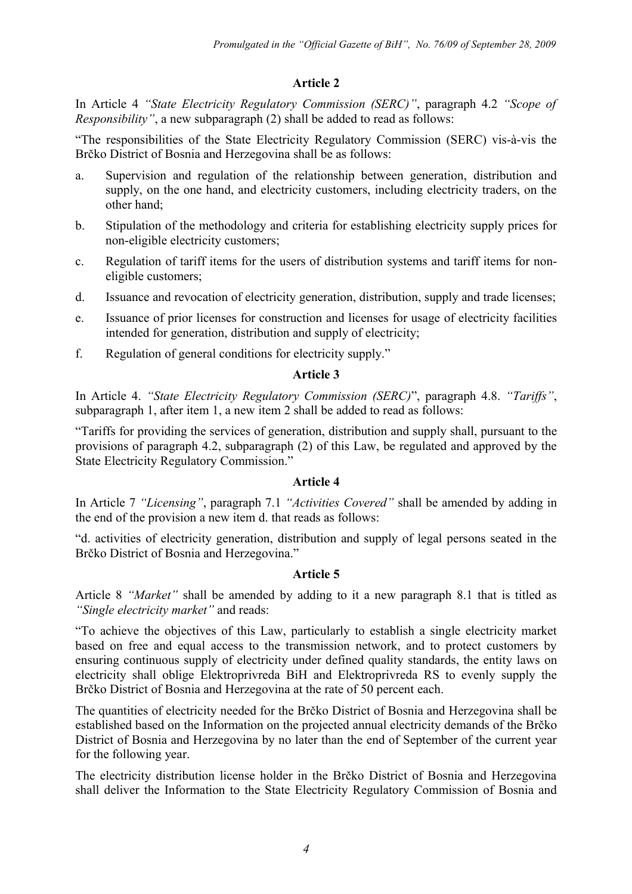### Article 2

In Article 4 *"State Electricity Regulatory Commission (SERC)"*, paragraph 4.2 *"Scope of Responsibility"*, a new subparagraph (2) shall be added to read as follows:

"The responsibilities of the State Electricity Regulatory Commission (SERC) vis-à-vis the Brčko District of Bosnia and Herzegovina shall be as follows:

a. Supervision and regulation of the relationship between generation, distribution and supply, on the one hand, and electricity customers, including electricity traders, on the other hand;

b. Stipulation of the methodology and criteria for establishing electricity supply prices for non-eligible electricity customers;

c. Regulation of tariff items for the users of distribution systems and tariff items for non-eligible customers;

d. Issuance and revocation of electricity generation, distribution, supply and trade licenses;

e. Issuance of prior licenses for construction and licenses for usage of electricity facilities intended for generation, distribution and supply of electricity;

f. Regulation of general conditions for electricity supply."

### Article 3

In Article 4. *"State Electricity Regulatory Commission (SERC)*", paragraph 4.8. *"Tariffs"*, subparagraph 1, after item 1, a new item 2 shall be added to read as follows:

"Tariffs for providing the services of generation, distribution and supply shall, pursuant to the provisions of paragraph 4.2, subparagraph (2) of this Law, be regulated and approved by the State Electricity Regulatory Commission."

### Article 4

In Article 7 *"Licensing"*, paragraph 7.1 *"Activities Covered"* shall be amended by adding in the end of the provision a new item d. that reads as follows:

"d. activities of electricity generation, distribution and supply of legal persons seated in the Brčko District of Bosnia and Herzegovina."

### Article 5

Article 8 *"Market"* shall be amended by adding to it a new paragraph 8.1 that is titled as *"Single electricity market"* and reads:

"To achieve the objectives of this Law, particularly to establish a single electricity market based on free and equal access to the transmission network, and to protect customers by ensuring continuous supply of electricity under defined quality standards, the entity laws on electricity shall oblige Elektroprivreda BiH and Elektroprivreda RS to evenly supply the Brčko District of Bosnia and Herzegovina at the rate of 50 percent each.

The quantities of electricity needed for the Brčko District of Bosnia and Herzegovina shall be established based on the Information on the projected annual electricity demands of the Brčko District of Bosnia and Herzegovina by no later than the end of September of the current year for the following year.

The electricity distribution license holder in the Brčko District of Bosnia and Herzegovina shall deliver the Information to the State Electricity Regulatory Commission of Bosnia and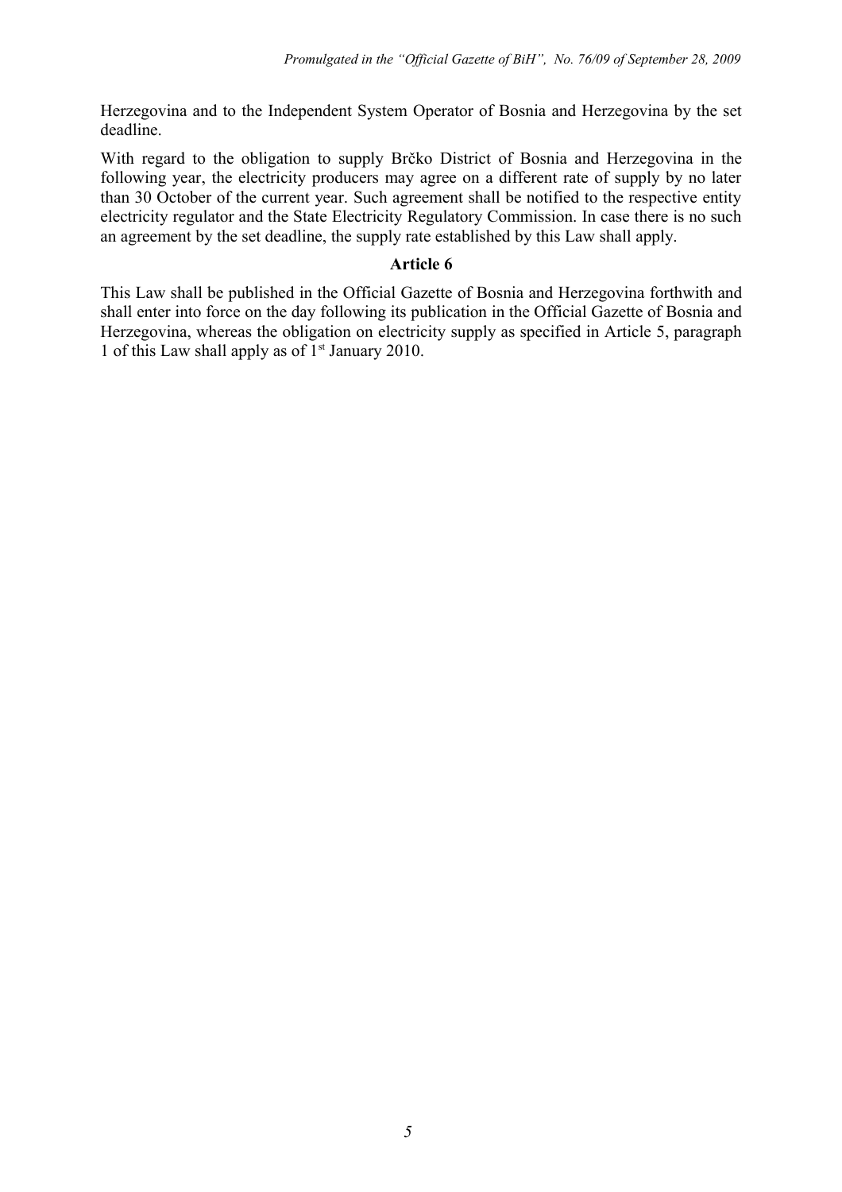Herzegovina and to the Independent System Operator of Bosnia and Herzegovina by the set deadline.

With regard to the obligation to supply Brčko District of Bosnia and Herzegovina in the following year, the electricity producers may agree on a different rate of supply by no later than 30 October of the current year. Such agreement shall be notified to the respective entity electricity regulator and the State Electricity Regulatory Commission. In case there is no such an agreement by the set deadline, the supply rate established by this Law shall apply.

### Article 6

This Law shall be published in the Official Gazette of Bosnia and Herzegovina forthwith and shall enter into force on the day following its publication in the Official Gazette of Bosnia and Herzegovina, whereas the obligation on electricity supply as specified in Article 5, paragraph 1 of this Law shall apply as of 1st January 2010.